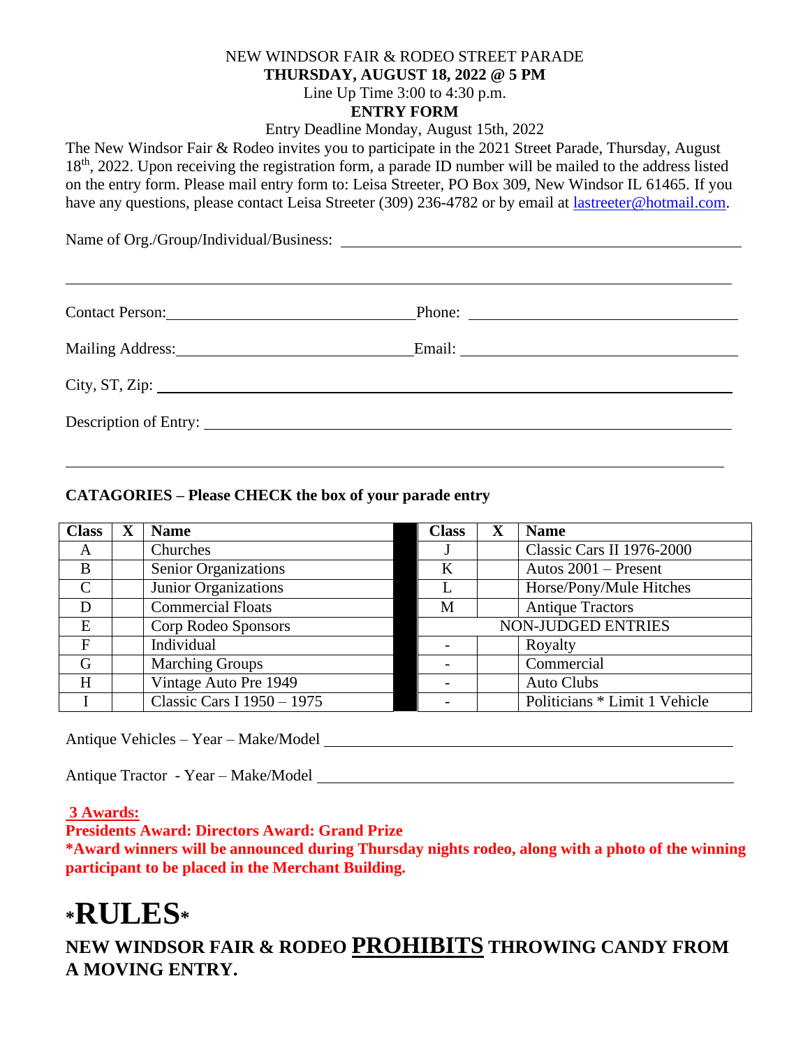NEW WINDSOR FAIR & RODEO STREET PARADE

**THURSDAY, AUGUST 18, 2022 @ 5 PM**

Line Up Time 3:00 to 4:30 p.m.

**ENTRY FORM**

Entry Deadline Monday, August 15th, 2022

The New Windsor Fair & Rodeo invites you to participate in the 2021 Street Parade, Thursday, August 18th, 2022. Upon receiving the registration form, a parade ID number will be mailed to the address listed on the entry form. Please mail entry form to: Leisa Streeter, PO Box 309, New Windsor IL 61465. If you have any questions, please contact Leisa Streeter (309) 236-4782 or by email at lastreeter@hotmail.com.

Name of Org./Group/Individual/Business: ______________________________________________

_______________________________________________________________________________

Contact Person: ______________________________ Phone: ______________________________

Mailing Address: _____________________________ Email: ______________________________

City, ST, Zip: _________________________________________________________________

Description of Entry: ___________________________________________________________

_______________________________________________________________________________

**CATAGORIES – Please CHECK the box of your parade entry**

| Class | X | Name | Class | X | Name |
|---|---|---|---|---|---|
| A | | Churches | J | | Classic Cars II 1976-2000 |
| B | | Senior Organizations | K | | Autos 2001 – Present |
| C | | Junior Organizations | L | | Horse/Pony/Mule Hitches |
| D | | Commercial Floats | M | | Antique Tractors |
| E | | Corp Rodeo Sponsors | NON-JUDGED ENTRIES | | |
| F | | Individual | - | | Royalty |
| G | | Marching Groups | - | | Commercial |
| H | | Vintage Auto Pre 1949 | - | | Auto Clubs |
| I | | Classic Cars I 1950 – 1975 | - | | Politicians * Limit 1 Vehicle |

Antique Vehicles – Year – Make/Model ______________________________________________

Antique Tractor - Year – Make/Model _______________________________________________

**3 Awards:**

**Presidents Award: Directors Award: Grand Prize**

**\*Award winners will be announced during Thursday nights rodeo, along with a photo of the winning participant to be placed in the Merchant Building.**

# \*RULES\*

**NEW WINDSOR FAIR & RODEO PROHIBITS THROWING CANDY FROM A MOVING ENTRY.**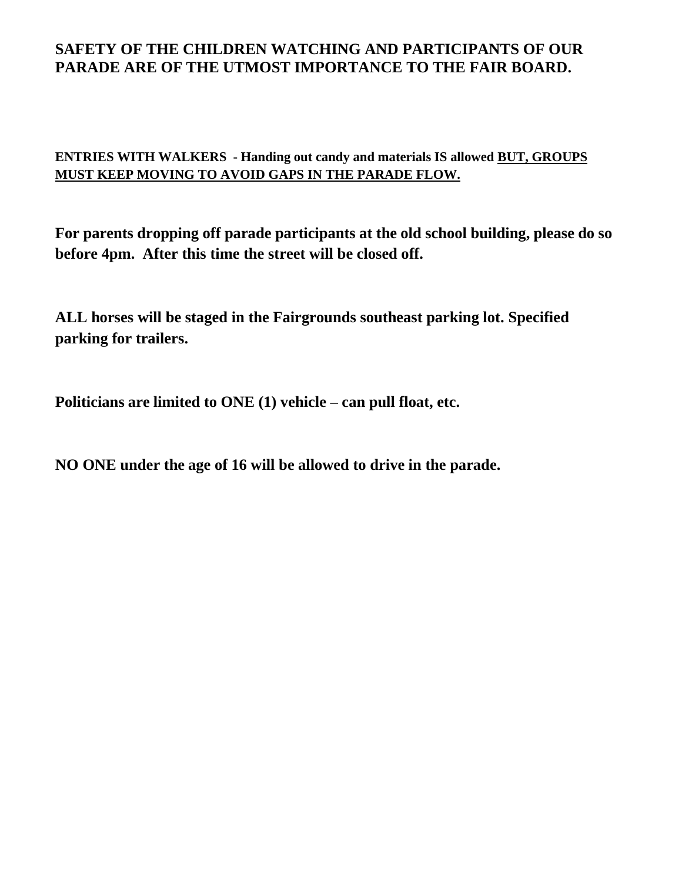**SAFETY OF THE CHILDREN WATCHING AND PARTICIPANTS OF OUR PARADE ARE OF THE UTMOST IMPORTANCE TO THE FAIR BOARD.**

**ENTRIES WITH WALKERS - Handing out candy and materials IS allowed <u>BUT, GROUPS MUST KEEP MOVING TO AVOID GAPS IN THE PARADE FLOW.</u>**

**For parents dropping off parade participants at the old school building, please do so before 4pm. After this time the street will be closed off.**

**ALL horses will be staged in the Fairgrounds southeast parking lot. Specified parking for trailers.**

**Politicians are limited to ONE (1) vehicle – can pull float, etc.**

**NO ONE under the age of 16 will be allowed to drive in the parade.**